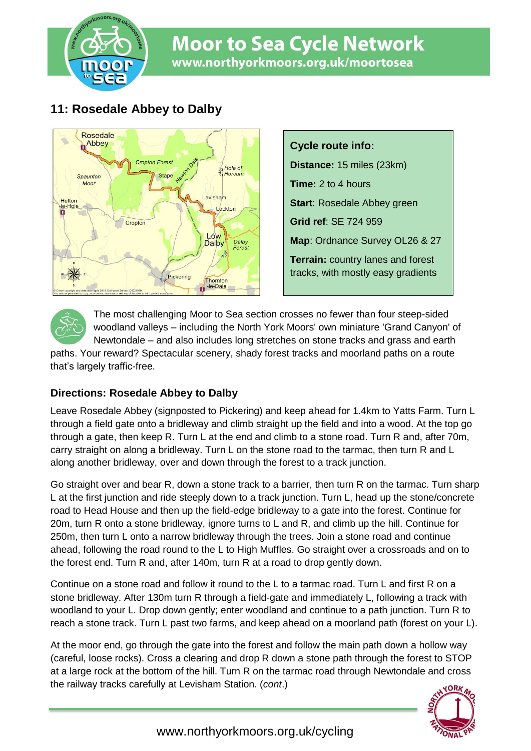# Moor to Sea Cycle Network

www.northyorkmoors.org.uk/moortosea

## 11: Rosedale Abbey to Dalby

**Cycle route info:**

**Distance:** 15 miles (23km)

**Time:** 2 to 4 hours

**Start**: Rosedale Abbey green

**Grid ref**: SE 724 959

**Map**: Ordnance Survey OL26 & 27

**Terrain:** country lanes and forest tracks, with mostly easy gradients

The most challenging Moor to Sea section crosses no fewer than four steep-sided woodland valleys – including the North York Moors' own miniature 'Grand Canyon' of Newtondale – and also includes long stretches on stone tracks and grass and earth paths. Your reward? Spectacular scenery, shady forest tracks and moorland paths on a route that's largely traffic-free.

### Directions: Rosedale Abbey to Dalby

Leave Rosedale Abbey (signposted to Pickering) and keep ahead for 1.4km to Yatts Farm. Turn L through a field gate onto a bridleway and climb straight up the field and into a wood. At the top go through a gate, then keep R. Turn L at the end and climb to a stone road. Turn R and, after 70m, carry straight on along a bridleway. Turn L on the stone road to the tarmac, then turn R and L along another bridleway, over and down through the forest to a track junction.

Go straight over and bear R, down a stone track to a barrier, then turn R on the tarmac. Turn sharp L at the first junction and ride steeply down to a track junction. Turn L, head up the stone/concrete road to Head House and then up the field-edge bridleway to a gate into the forest. Continue for 20m, turn R onto a stone bridleway, ignore turns to L and R, and climb up the hill. Continue for 250m, then turn L onto a narrow bridleway through the trees. Join a stone road and continue ahead, following the road round to the L to High Muffles. Go straight over a crossroads and on to the forest end. Turn R and, after 140m, turn R at a road to drop gently down.

Continue on a stone road and follow it round to the L to a tarmac road. Turn L and first R on a stone bridleway. After 130m turn R through a field-gate and immediately L, following a track with woodland to your L. Drop down gently; enter woodland and continue to a path junction. Turn R to reach a stone track. Turn L past two farms, and keep ahead on a moorland path (forest on your L).

At the moor end, go through the gate into the forest and follow the main path down a hollow way (careful, loose rocks). Cross a clearing and drop R down a stone path through the forest to STOP at a large rock at the bottom of the hill. Turn R on the tarmac road through Newtondale and cross the railway tracks carefully at Levisham Station. (*cont*.)

www.northyorkmoors.org.uk/cycling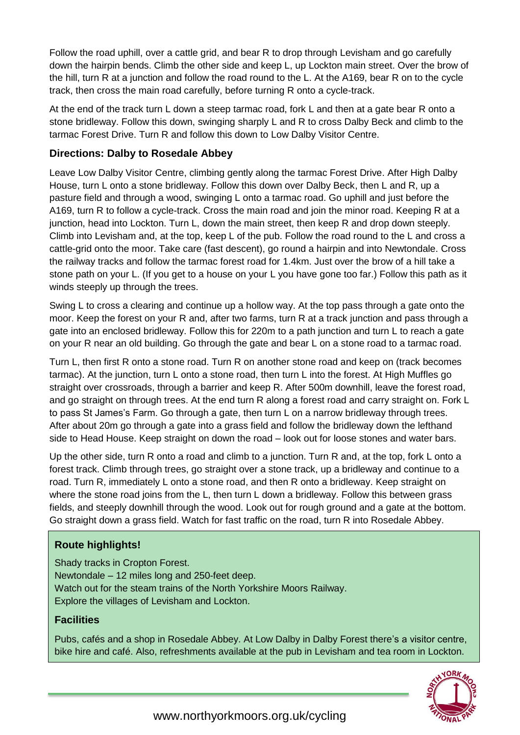Follow the road uphill, over a cattle grid, and bear R to drop through Levisham and go carefully down the hairpin bends. Climb the other side and keep L, up Lockton main street. Over the brow of the hill, turn R at a junction and follow the road round to the L. At the A169, bear R on to the cycle track, then cross the main road carefully, before turning R onto a cycle-track.

At the end of the track turn L down a steep tarmac road, fork L and then at a gate bear R onto a stone bridleway. Follow this down, swinging sharply L and R to cross Dalby Beck and climb to the tarmac Forest Drive. Turn R and follow this down to Low Dalby Visitor Centre.

### Directions: Dalby to Rosedale Abbey

Leave Low Dalby Visitor Centre, climbing gently along the tarmac Forest Drive. After High Dalby House, turn L onto a stone bridleway. Follow this down over Dalby Beck, then L and R, up a pasture field and through a wood, swinging L onto a tarmac road. Go uphill and just before the A169, turn R to follow a cycle-track. Cross the main road and join the minor road. Keeping R at a junction, head into Lockton. Turn L, down the main street, then keep R and drop down steeply. Climb into Levisham and, at the top, keep L of the pub. Follow the road round to the L and cross a cattle-grid onto the moor. Take care (fast descent), go round a hairpin and into Newtondale. Cross the railway tracks and follow the tarmac forest road for 1.4km. Just over the brow of a hill take a stone path on your L. (If you get to a house on your L you have gone too far.) Follow this path as it winds steeply up through the trees.

Swing L to cross a clearing and continue up a hollow way. At the top pass through a gate onto the moor. Keep the forest on your R and, after two farms, turn R at a track junction and pass through a gate into an enclosed bridleway. Follow this for 220m to a path junction and turn L to reach a gate on your R near an old building. Go through the gate and bear L on a stone road to a tarmac road.

Turn L, then first R onto a stone road. Turn R on another stone road and keep on (track becomes tarmac). At the junction, turn L onto a stone road, then turn L into the forest. At High Muffles go straight over crossroads, through a barrier and keep R. After 500m downhill, leave the forest road, and go straight on through trees. At the end turn R along a forest road and carry straight on. Fork L to pass St James's Farm. Go through a gate, then turn L on a narrow bridleway through trees. After about 20m go through a gate into a grass field and follow the bridleway down the lefthand side to Head House. Keep straight on down the road – look out for loose stones and water bars.

Up the other side, turn R onto a road and climb to a junction. Turn R and, at the top, fork L onto a forest track. Climb through trees, go straight over a stone track, up a bridleway and continue to a road. Turn R, immediately L onto a stone road, and then R onto a bridleway. Keep straight on where the stone road joins from the L, then turn L down a bridleway. Follow this between grass fields, and steeply downhill through the wood. Look out for rough ground and a gate at the bottom. Go straight down a grass field. Watch for fast traffic on the road, turn R into Rosedale Abbey.

### Route highlights!

Shady tracks in Cropton Forest.
Newtondale – 12 miles long and 250-feet deep.
Watch out for the steam trains of the North Yorkshire Moors Railway.
Explore the villages of Levisham and Lockton.

### Facilities

Pubs, cafés and a shop in Rosedale Abbey. At Low Dalby in Dalby Forest there's a visitor centre, bike hire and café. Also, refreshments available at the pub in Levisham and tea room in Lockton.

www.northyorkmoors.org.uk/cycling